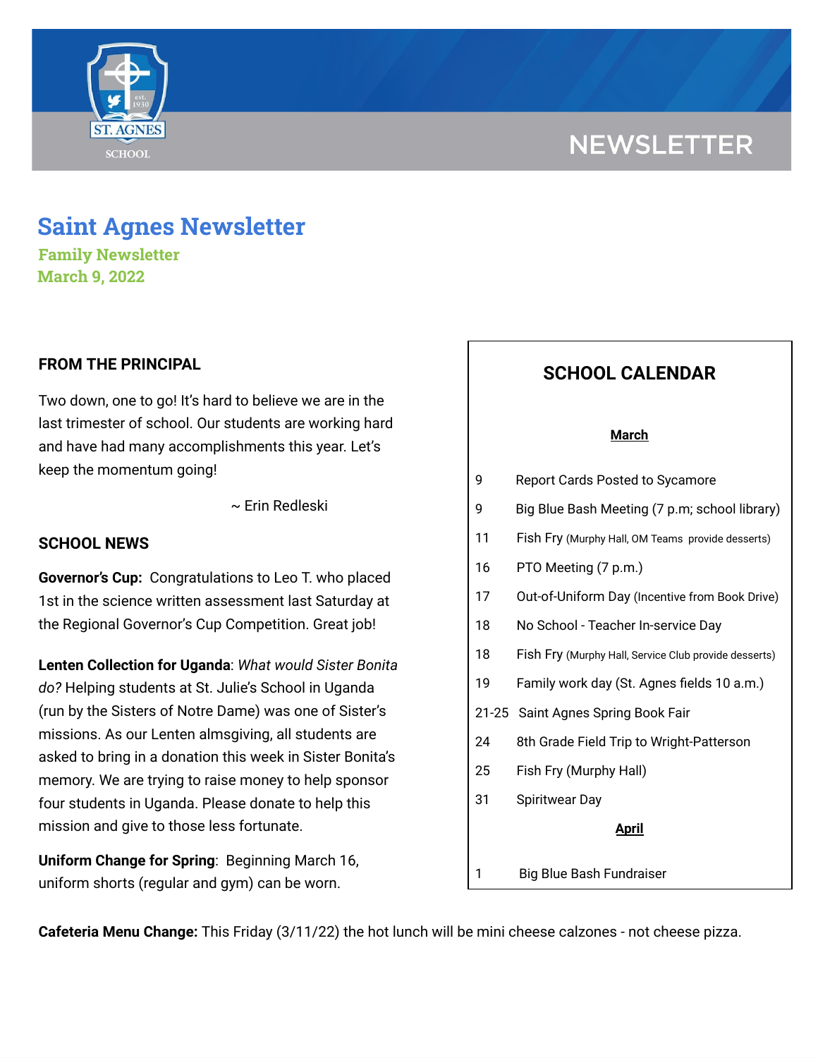NEWSLETTER

# Saint Agnes Newsletter

**Family Newsletter**
**March 9, 2022**

## FROM THE PRINCIPAL

Two down, one to go! It's hard to believe we are in the last trimester of school. Our students are working hard and have had many accomplishments this year. Let's keep the momentum going!

~ Erin Redleski

## SCHOOL NEWS

**Governor's Cup:** Congratulations to Leo T. who placed 1st in the science written assessment last Saturday at the Regional Governor's Cup Competition. Great job!

**Lenten Collection for Uganda**: *What would Sister Bonita do?* Helping students at St. Julie's School in Uganda (run by the Sisters of Notre Dame) was one of Sister's missions. As our Lenten almsgiving, all students are asked to bring in a donation this week in Sister Bonita's memory. We are trying to raise money to help sponsor four students in Uganda. Please donate to help this mission and give to those less fortunate.

**Uniform Change for Spring**: Beginning March 16, uniform shorts (regular and gym) can be worn.

## SCHOOL CALENDAR

**March**

| | |
|---|---|
| 9 | Report Cards Posted to Sycamore |
| 9 | Big Blue Bash Meeting (7 p.m; school library) |
| 11 | Fish Fry (Murphy Hall, OM Teams provide desserts) |
| 16 | PTO Meeting (7 p.m.) |
| 17 | Out-of-Uniform Day (Incentive from Book Drive) |
| 18 | No School - Teacher In-service Day |
| 18 | Fish Fry (Murphy Hall, Service Club provide desserts) |
| 19 | Family work day (St. Agnes fields 10 a.m.) |
| 21-25 | Saint Agnes Spring Book Fair |
| 24 | 8th Grade Field Trip to Wright-Patterson |
| 25 | Fish Fry (Murphy Hall) |
| 31 | Spiritwear Day |

**April**

| | |
|---|---|
| 1 | Big Blue Bash Fundraiser |

**Cafeteria Menu Change:** This Friday (3/11/22) the hot lunch will be mini cheese calzones - not cheese pizza.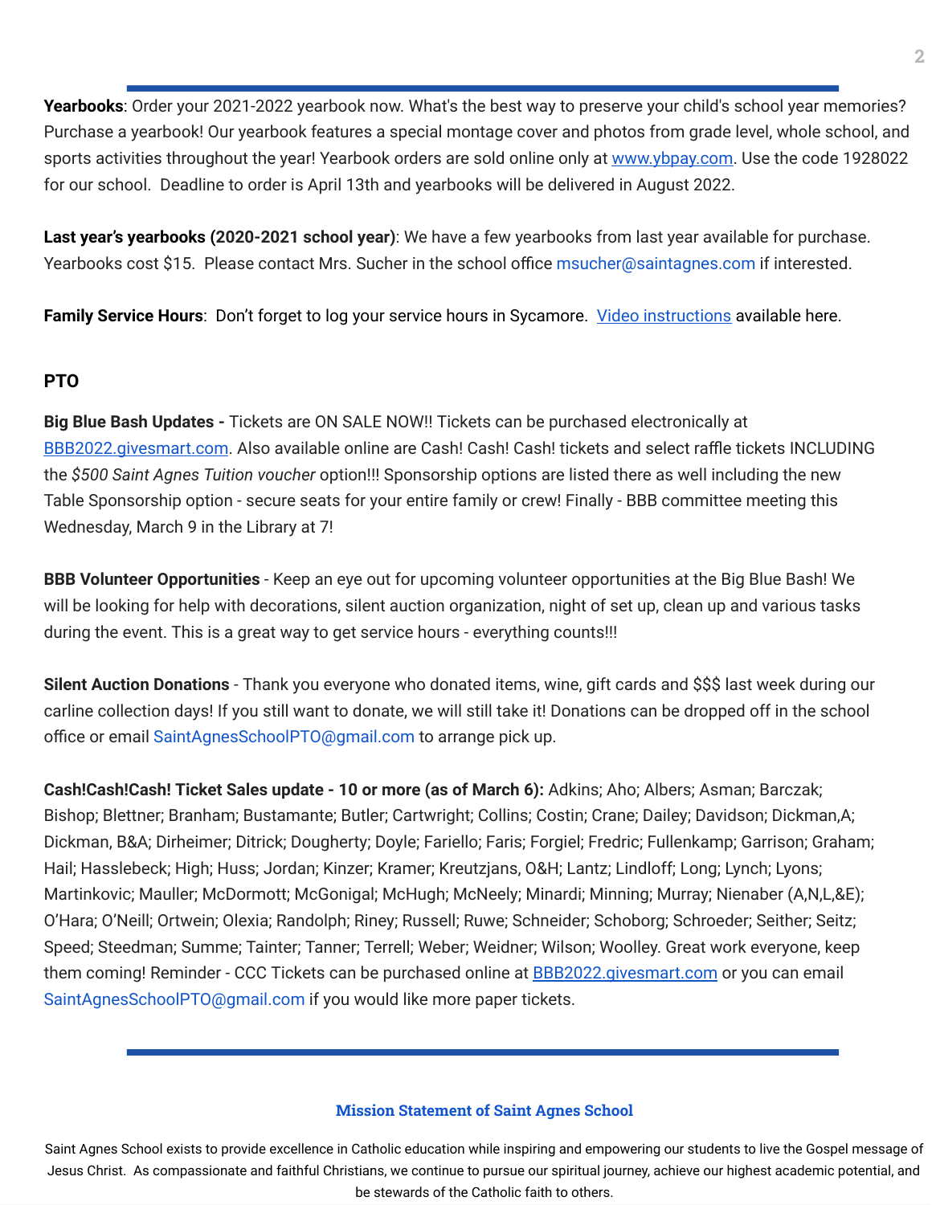**Yearbooks**: Order your 2021-2022 yearbook now. What's the best way to preserve your child's school year memories? Purchase a yearbook! Our yearbook features a special montage cover and photos from grade level, whole school, and sports activities throughout the year! Yearbook orders are sold online only at [www.ybpay.com](http://www.ybpay.com). Use the code 1928022 for our school. Deadline to order is April 13th and yearbooks will be delivered in August 2022.

**Last year's yearbooks (2020-2021 school year)**: We have a few yearbooks from last year available for purchase. Yearbooks cost $15. Please contact Mrs. Sucher in the school office msucher@saintagnes.com if interested.

**Family Service Hours**: Don't forget to log your service hours in Sycamore. Video instructions available here.

## PTO

**Big Blue Bash Updates -** Tickets are ON SALE NOW!! Tickets can be purchased electronically at BBB2022.givesmart.com. Also available online are Cash! Cash! Cash! tickets and select raffle tickets INCLUDING the *$500 Saint Agnes Tuition voucher* option!!! Sponsorship options are listed there as well including the new Table Sponsorship option - secure seats for your entire family or crew! Finally - BBB committee meeting this Wednesday, March 9 in the Library at 7!

**BBB Volunteer Opportunities** - Keep an eye out for upcoming volunteer opportunities at the Big Blue Bash! We will be looking for help with decorations, silent auction organization, night of set up, clean up and various tasks during the event. This is a great way to get service hours - everything counts!!!

**Silent Auction Donations** - Thank you everyone who donated items, wine, gift cards and $$$ last week during our carline collection days! If you still want to donate, we will still take it! Donations can be dropped off in the school office or email SaintAgnesSchoolPTO@gmail.com to arrange pick up.

**Cash!Cash!Cash! Ticket Sales update - 10 or more (as of March 6):** Adkins; Aho; Albers; Asman; Barczak; Bishop; Blettner; Branham; Bustamante; Butler; Cartwright; Collins; Costin; Crane; Dailey; Davidson; Dickman,A; Dickman, B&A; Dirheimer; Ditrick; Dougherty; Doyle; Fariello; Faris; Forgiel; Fredric; Fullenkamp; Garrison; Graham; Hail; Hasslebeck; High; Huss; Jordan; Kinzer; Kramer; Kreutzjans, O&H; Lantz; Lindloff; Long; Lynch; Lyons; Martinkovic; Mauller; McDormott; McGonigal; McHugh; McNeely; Minardi; Minning; Murray; Nienaber (A,N,L,&E); O'Hara; O'Neill; Ortwein; Olexia; Randolph; Riney; Russell; Ruwe; Schneider; Schoborg; Schroeder; Seither; Seitz; Speed; Steedman; Summe; Tainter; Tanner; Terrell; Weber; Weidner; Wilson; Woolley. Great work everyone, keep them coming! Reminder - CCC Tickets can be purchased online at BBB2022.givesmart.com or you can email SaintAgnesSchoolPTO@gmail.com if you would like more paper tickets.

---

### Mission Statement of Saint Agnes School

Saint Agnes School exists to provide excellence in Catholic education while inspiring and empowering our students to live the Gospel message of Jesus Christ. As compassionate and faithful Christians, we continue to pursue our spiritual journey, achieve our highest academic potential, and be stewards of the Catholic faith to others.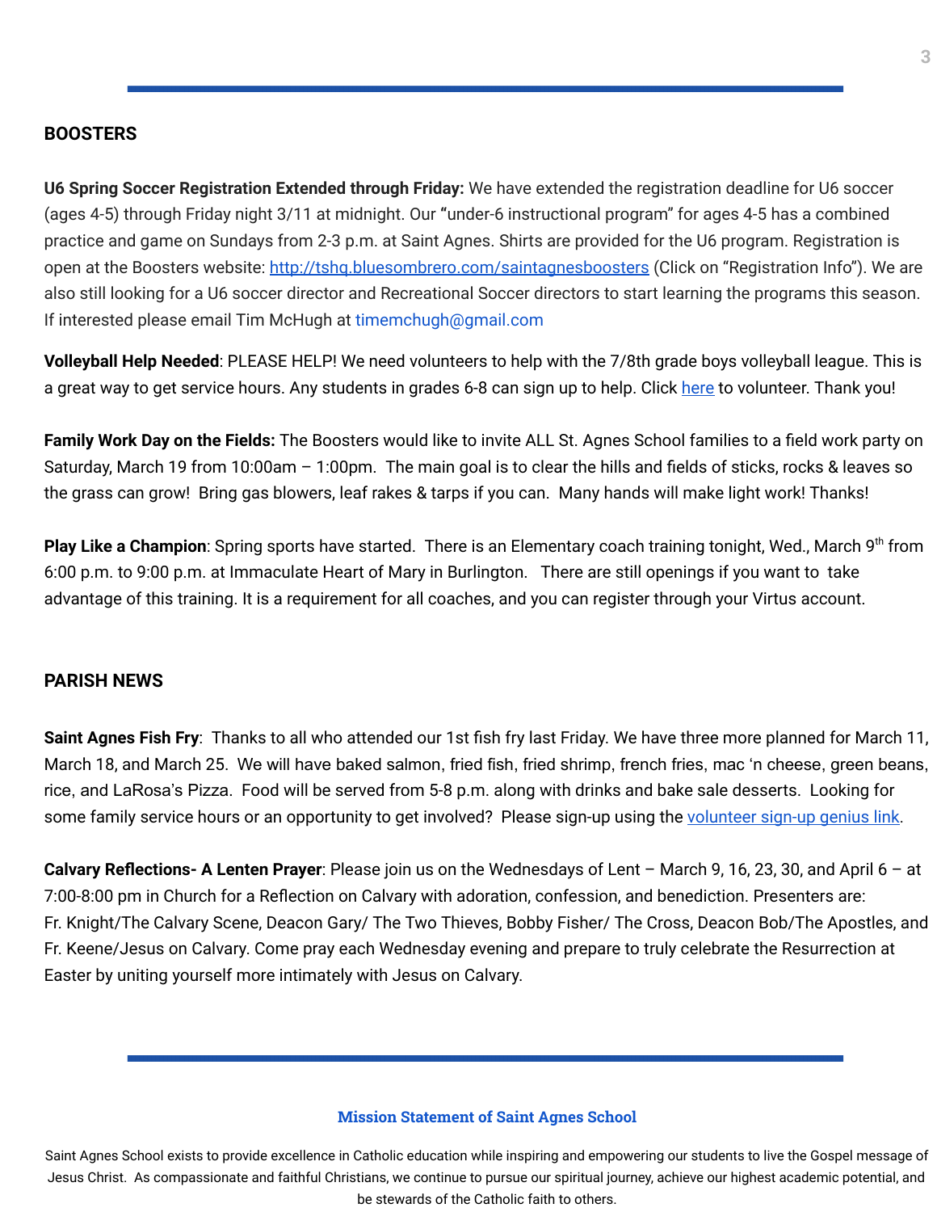## BOOSTERS

**U6 Spring Soccer Registration Extended through Friday:** We have extended the registration deadline for U6 soccer (ages 4-5) through Friday night 3/11 at midnight. Our "under-6 instructional program" for ages 4-5 has a combined practice and game on Sundays from 2-3 p.m. at Saint Agnes. Shirts are provided for the U6 program. Registration is open at the Boosters website: http://tshq.bluesombrero.com/saintagnesboosters (Click on "Registration Info"). We are also still looking for a U6 soccer director and Recreational Soccer directors to start learning the programs this season. If interested please email Tim McHugh at timemchugh@gmail.com

**Volleyball Help Needed**: PLEASE HELP! We need volunteers to help with the 7/8th grade boys volleyball league. This is a great way to get service hours. Any students in grades 6-8 can sign up to help. Click here to volunteer. Thank you!

**Family Work Day on the Fields:** The Boosters would like to invite ALL St. Agnes School families to a field work party on Saturday, March 19 from 10:00am – 1:00pm. The main goal is to clear the hills and fields of sticks, rocks & leaves so the grass can grow! Bring gas blowers, leaf rakes & tarps if you can. Many hands will make light work! Thanks!

**Play Like a Champion**: Spring sports have started. There is an Elementary coach training tonight, Wed., March 9th from 6:00 p.m. to 9:00 p.m. at Immaculate Heart of Mary in Burlington. There are still openings if you want to take advantage of this training. It is a requirement for all coaches, and you can register through your Virtus account.

## PARISH NEWS

**Saint Agnes Fish Fry**: Thanks to all who attended our 1st fish fry last Friday. We have three more planned for March 11, March 18, and March 25. We will have baked salmon, fried fish, fried shrimp, french fries, mac 'n cheese, green beans, rice, and LaRosa's Pizza. Food will be served from 5-8 p.m. along with drinks and bake sale desserts. Looking for some family service hours or an opportunity to get involved? Please sign-up using the volunteer sign-up genius link.

**Calvary Reflections- A Lenten Prayer**: Please join us on the Wednesdays of Lent – March 9, 16, 23, 30, and April 6 – at 7:00-8:00 pm in Church for a Reflection on Calvary with adoration, confession, and benediction. Presenters are: Fr. Knight/The Calvary Scene, Deacon Gary/ The Two Thieves, Bobby Fisher/ The Cross, Deacon Bob/The Apostles, and Fr. Keene/Jesus on Calvary. Come pray each Wednesday evening and prepare to truly celebrate the Resurrection at Easter by uniting yourself more intimately with Jesus on Calvary.

**Mission Statement of Saint Agnes School**

Saint Agnes School exists to provide excellence in Catholic education while inspiring and empowering our students to live the Gospel message of Jesus Christ. As compassionate and faithful Christians, we continue to pursue our spiritual journey, achieve our highest academic potential, and be stewards of the Catholic faith to others.